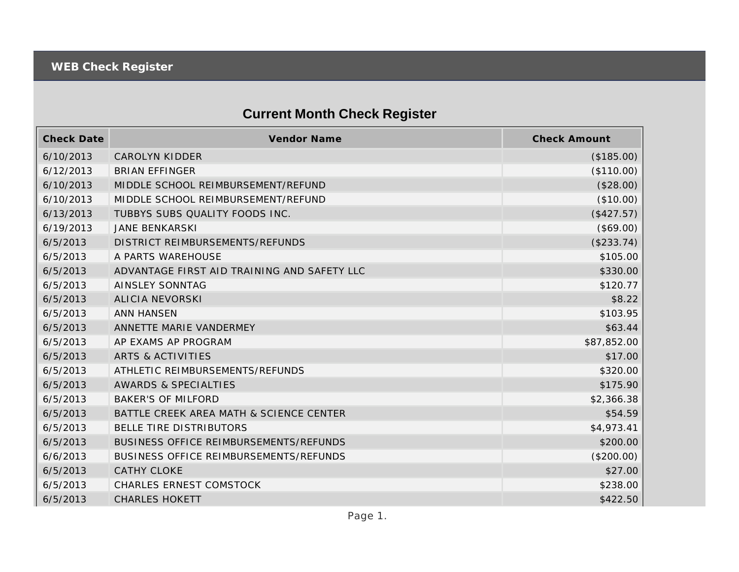**WEB Check Register**

## Current Month Check Register

| Check Date | Vendor Name | Check Amount |
|---|---|---|
| 6/10/2013 | CAROLYN KIDDER | ($185.00) |
| 6/12/2013 | BRIAN EFFINGER | ($110.00) |
| 6/10/2013 | MIDDLE SCHOOL REIMBURSEMENT/REFUND | ($28.00) |
| 6/10/2013 | MIDDLE SCHOOL REIMBURSEMENT/REFUND | ($10.00) |
| 6/13/2013 | TUBBYS SUBS QUALITY FOODS INC. | ($427.57) |
| 6/19/2013 | JANE BENKARSKI | ($69.00) |
| 6/5/2013 | DISTRICT REIMBURSEMENTS/REFUNDS | ($233.74) |
| 6/5/2013 | A PARTS WAREHOUSE | $105.00 |
| 6/5/2013 | ADVANTAGE FIRST AID TRAINING AND SAFETY LLC | $330.00 |
| 6/5/2013 | AINSLEY SONNTAG | $120.77 |
| 6/5/2013 | ALICIA NEVORSKI | $8.22 |
| 6/5/2013 | ANN HANSEN | $103.95 |
| 6/5/2013 | ANNETTE MARIE VANDERMEY | $63.44 |
| 6/5/2013 | AP EXAMS AP PROGRAM | $87,852.00 |
| 6/5/2013 | ARTS & ACTIVITIES | $17.00 |
| 6/5/2013 | ATHLETIC REIMBURSEMENTS/REFUNDS | $320.00 |
| 6/5/2013 | AWARDS & SPECIALTIES | $175.90 |
| 6/5/2013 | BAKER'S OF MILFORD | $2,366.38 |
| 6/5/2013 | BATTLE CREEK AREA MATH & SCIENCE CENTER | $54.59 |
| 6/5/2013 | BELLE TIRE DISTRIBUTORS | $4,973.41 |
| 6/5/2013 | BUSINESS OFFICE REIMBURSEMENTS/REFUNDS | $200.00 |
| 6/6/2013 | BUSINESS OFFICE REIMBURSEMENTS/REFUNDS | ($200.00) |
| 6/5/2013 | CATHY CLOKE | $27.00 |
| 6/5/2013 | CHARLES ERNEST COMSTOCK | $238.00 |
| 6/5/2013 | CHARLES HOKETT | $422.50 |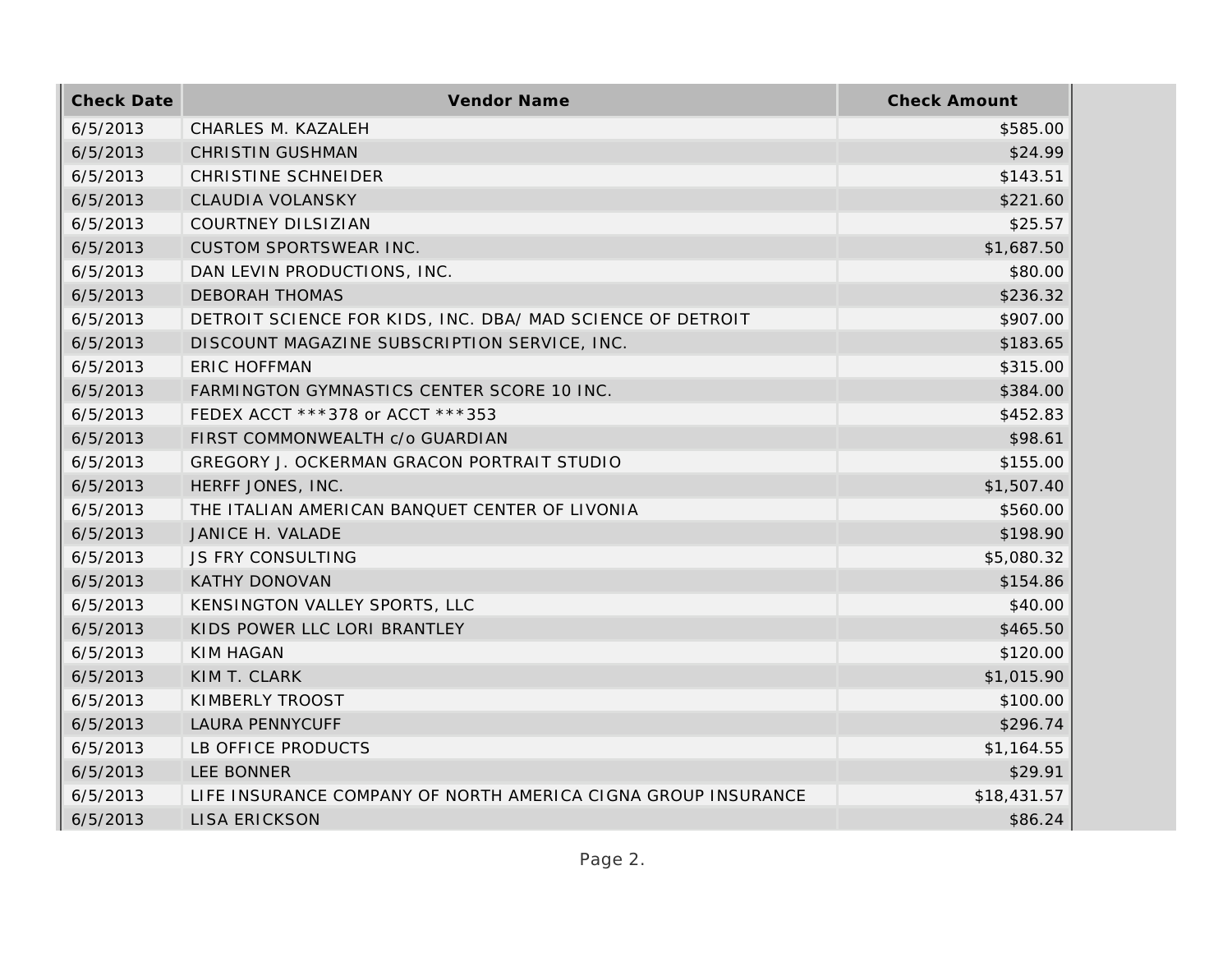| Check Date | Vendor Name | Check Amount |
|---|---|---|
| 6/5/2013 | CHARLES M. KAZALEH | $585.00 |
| 6/5/2013 | CHRISTIN GUSHMAN | $24.99 |
| 6/5/2013 | CHRISTINE SCHNEIDER | $143.51 |
| 6/5/2013 | CLAUDIA VOLANSKY | $221.60 |
| 6/5/2013 | COURTNEY DILSIZIAN | $25.57 |
| 6/5/2013 | CUSTOM SPORTSWEAR INC. | $1,687.50 |
| 6/5/2013 | DAN LEVIN PRODUCTIONS, INC. | $80.00 |
| 6/5/2013 | DEBORAH THOMAS | $236.32 |
| 6/5/2013 | DETROIT SCIENCE FOR KIDS, INC. DBA/ MAD SCIENCE OF DETROIT | $907.00 |
| 6/5/2013 | DISCOUNT MAGAZINE SUBSCRIPTION SERVICE, INC. | $183.65 |
| 6/5/2013 | ERIC HOFFMAN | $315.00 |
| 6/5/2013 | FARMINGTON GYMNASTICS CENTER SCORE 10 INC. | $384.00 |
| 6/5/2013 | FEDEX ACCT ***378 or ACCT ***353 | $452.83 |
| 6/5/2013 | FIRST COMMONWEALTH c/o GUARDIAN | $98.61 |
| 6/5/2013 | GREGORY J. OCKERMAN GRACON PORTRAIT STUDIO | $155.00 |
| 6/5/2013 | HERFF JONES, INC. | $1,507.40 |
| 6/5/2013 | THE ITALIAN AMERICAN BANQUET CENTER OF LIVONIA | $560.00 |
| 6/5/2013 | JANICE H. VALADE | $198.90 |
| 6/5/2013 | JS FRY CONSULTING | $5,080.32 |
| 6/5/2013 | KATHY DONOVAN | $154.86 |
| 6/5/2013 | KENSINGTON VALLEY SPORTS, LLC | $40.00 |
| 6/5/2013 | KIDS POWER LLC LORI BRANTLEY | $465.50 |
| 6/5/2013 | KIM HAGAN | $120.00 |
| 6/5/2013 | KIM T. CLARK | $1,015.90 |
| 6/5/2013 | KIMBERLY TROOST | $100.00 |
| 6/5/2013 | LAURA PENNYCUFF | $296.74 |
| 6/5/2013 | LB OFFICE PRODUCTS | $1,164.55 |
| 6/5/2013 | LEE BONNER | $29.91 |
| 6/5/2013 | LIFE INSURANCE COMPANY OF NORTH AMERICA CIGNA GROUP INSURANCE | $18,431.57 |
| 6/5/2013 | LISA ERICKSON | $86.24 |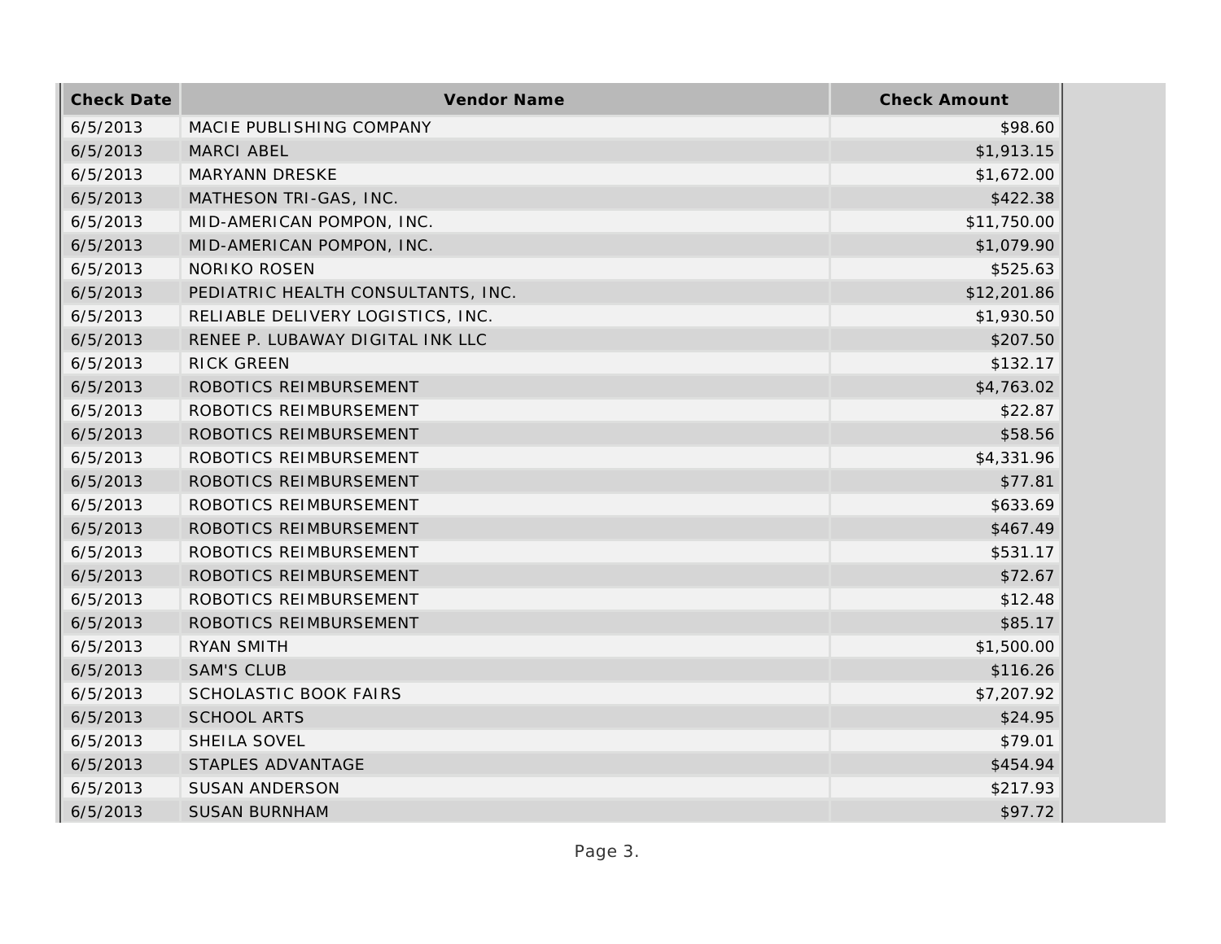| Check Date | Vendor Name | Check Amount |
| --- | --- | --- |
| 6/5/2013 | MACIE PUBLISHING COMPANY | $98.60 |
| 6/5/2013 | MARCI ABEL | $1,913.15 |
| 6/5/2013 | MARYANN DRESKE | $1,672.00 |
| 6/5/2013 | MATHESON TRI-GAS, INC. | $422.38 |
| 6/5/2013 | MID-AMERICAN POMPON, INC. | $11,750.00 |
| 6/5/2013 | MID-AMERICAN POMPON, INC. | $1,079.90 |
| 6/5/2013 | NORIKO ROSEN | $525.63 |
| 6/5/2013 | PEDIATRIC HEALTH CONSULTANTS, INC. | $12,201.86 |
| 6/5/2013 | RELIABLE DELIVERY LOGISTICS, INC. | $1,930.50 |
| 6/5/2013 | RENEE P. LUBAWAY DIGITAL INK LLC | $207.50 |
| 6/5/2013 | RICK GREEN | $132.17 |
| 6/5/2013 | ROBOTICS REIMBURSEMENT | $4,763.02 |
| 6/5/2013 | ROBOTICS REIMBURSEMENT | $22.87 |
| 6/5/2013 | ROBOTICS REIMBURSEMENT | $58.56 |
| 6/5/2013 | ROBOTICS REIMBURSEMENT | $4,331.96 |
| 6/5/2013 | ROBOTICS REIMBURSEMENT | $77.81 |
| 6/5/2013 | ROBOTICS REIMBURSEMENT | $633.69 |
| 6/5/2013 | ROBOTICS REIMBURSEMENT | $467.49 |
| 6/5/2013 | ROBOTICS REIMBURSEMENT | $531.17 |
| 6/5/2013 | ROBOTICS REIMBURSEMENT | $72.67 |
| 6/5/2013 | ROBOTICS REIMBURSEMENT | $12.48 |
| 6/5/2013 | ROBOTICS REIMBURSEMENT | $85.17 |
| 6/5/2013 | RYAN SMITH | $1,500.00 |
| 6/5/2013 | SAM'S CLUB | $116.26 |
| 6/5/2013 | SCHOLASTIC BOOK FAIRS | $7,207.92 |
| 6/5/2013 | SCHOOL ARTS | $24.95 |
| 6/5/2013 | SHEILA SOVEL | $79.01 |
| 6/5/2013 | STAPLES ADVANTAGE | $454.94 |
| 6/5/2013 | SUSAN ANDERSON | $217.93 |
| 6/5/2013 | SUSAN BURNHAM | $97.72 |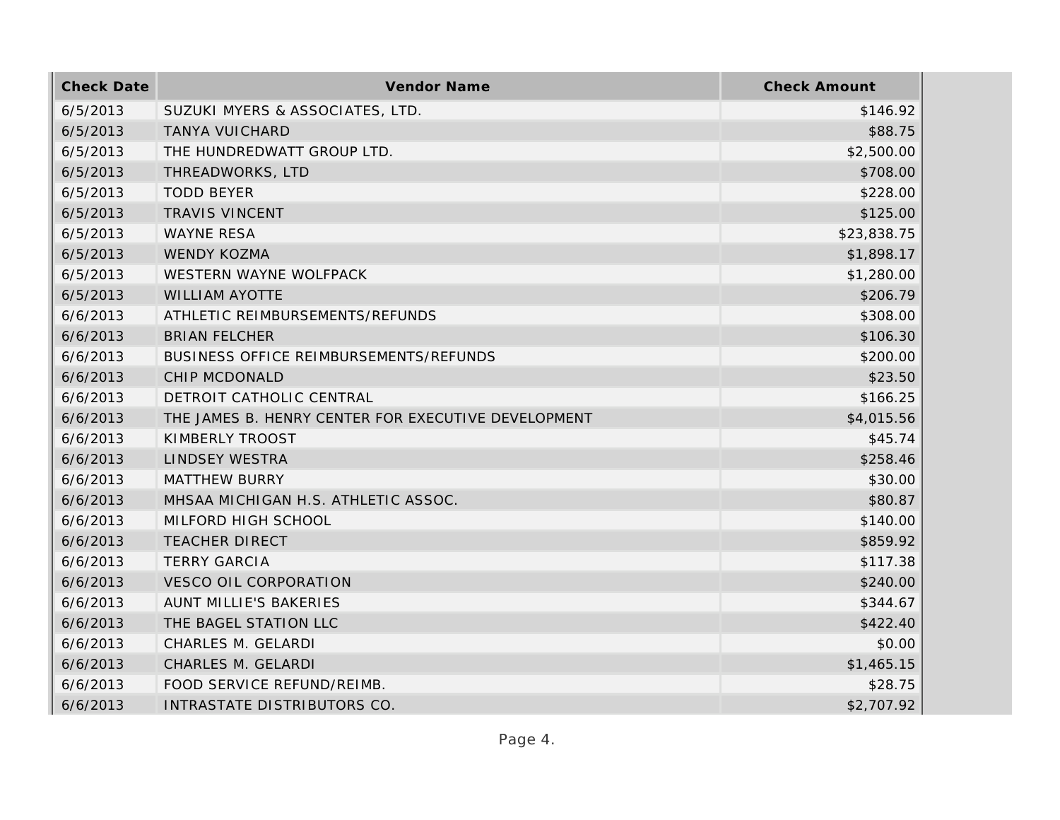| Check Date | Vendor Name | Check Amount |
|---|---|---|
| 6/5/2013 | SUZUKI MYERS & ASSOCIATES, LTD. | $146.92 |
| 6/5/2013 | TANYA VUICHARD | $88.75 |
| 6/5/2013 | THE HUNDREDWATT GROUP LTD. | $2,500.00 |
| 6/5/2013 | THREADWORKS, LTD | $708.00 |
| 6/5/2013 | TODD BEYER | $228.00 |
| 6/5/2013 | TRAVIS VINCENT | $125.00 |
| 6/5/2013 | WAYNE RESA | $23,838.75 |
| 6/5/2013 | WENDY KOZMA | $1,898.17 |
| 6/5/2013 | WESTERN WAYNE WOLFPACK | $1,280.00 |
| 6/5/2013 | WILLIAM AYOTTE | $206.79 |
| 6/6/2013 | ATHLETIC REIMBURSEMENTS/REFUNDS | $308.00 |
| 6/6/2013 | BRIAN FELCHER | $106.30 |
| 6/6/2013 | BUSINESS OFFICE REIMBURSEMENTS/REFUNDS | $200.00 |
| 6/6/2013 | CHIP MCDONALD | $23.50 |
| 6/6/2013 | DETROIT CATHOLIC CENTRAL | $166.25 |
| 6/6/2013 | THE JAMES B. HENRY CENTER FOR EXECUTIVE DEVELOPMENT | $4,015.56 |
| 6/6/2013 | KIMBERLY TROOST | $45.74 |
| 6/6/2013 | LINDSEY WESTRA | $258.46 |
| 6/6/2013 | MATTHEW BURRY | $30.00 |
| 6/6/2013 | MHSAA MICHIGAN H.S. ATHLETIC ASSOC. | $80.87 |
| 6/6/2013 | MILFORD HIGH SCHOOL | $140.00 |
| 6/6/2013 | TEACHER DIRECT | $859.92 |
| 6/6/2013 | TERRY GARCIA | $117.38 |
| 6/6/2013 | VESCO OIL CORPORATION | $240.00 |
| 6/6/2013 | AUNT MILLIE'S BAKERIES | $344.67 |
| 6/6/2013 | THE BAGEL STATION LLC | $422.40 |
| 6/6/2013 | CHARLES M. GELARDI | $0.00 |
| 6/6/2013 | CHARLES M. GELARDI | $1,465.15 |
| 6/6/2013 | FOOD SERVICE REFUND/REIMB. | $28.75 |
| 6/6/2013 | INTRASTATE DISTRIBUTORS CO. | $2,707.92 |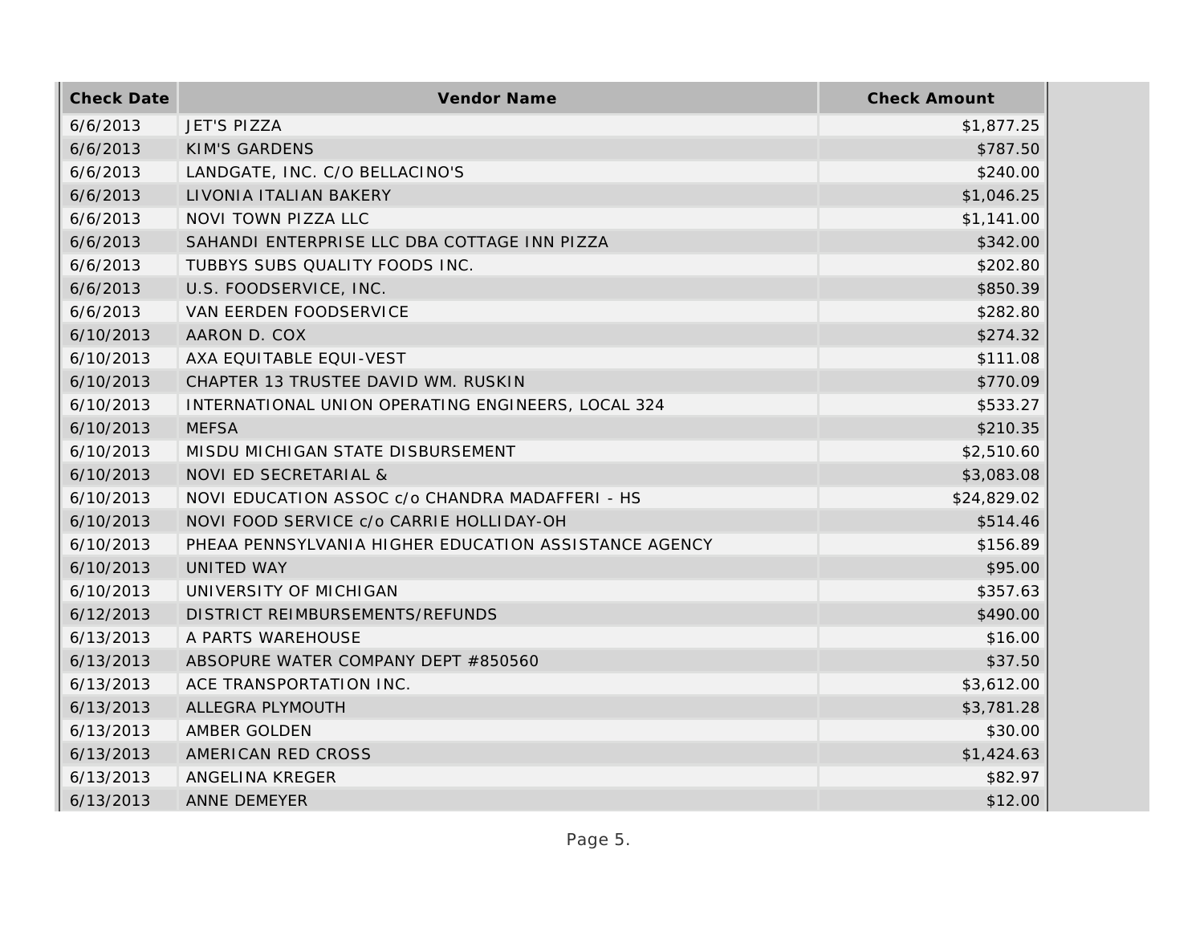| Check Date | Vendor Name | Check Amount |
| --- | --- | --- |
| 6/6/2013 | JET'S PIZZA | $1,877.25 |
| 6/6/2013 | KIM'S GARDENS | $787.50 |
| 6/6/2013 | LANDGATE, INC. C/O BELLACINO'S | $240.00 |
| 6/6/2013 | LIVONIA ITALIAN BAKERY | $1,046.25 |
| 6/6/2013 | NOVI TOWN PIZZA LLC | $1,141.00 |
| 6/6/2013 | SAHANDI ENTERPRISE LLC DBA COTTAGE INN PIZZA | $342.00 |
| 6/6/2013 | TUBBYS SUBS QUALITY FOODS INC. | $202.80 |
| 6/6/2013 | U.S. FOODSERVICE, INC. | $850.39 |
| 6/6/2013 | VAN EERDEN FOODSERVICE | $282.80 |
| 6/10/2013 | AARON D. COX | $274.32 |
| 6/10/2013 | AXA EQUITABLE EQUI-VEST | $111.08 |
| 6/10/2013 | CHAPTER 13 TRUSTEE DAVID WM. RUSKIN | $770.09 |
| 6/10/2013 | INTERNATIONAL UNION OPERATING ENGINEERS, LOCAL 324 | $533.27 |
| 6/10/2013 | MEFSA | $210.35 |
| 6/10/2013 | MISDU MICHIGAN STATE DISBURSEMENT | $2,510.60 |
| 6/10/2013 | NOVI ED SECRETARIAL & | $3,083.08 |
| 6/10/2013 | NOVI EDUCATION ASSOC c/o CHANDRA MADAFFERI - HS | $24,829.02 |
| 6/10/2013 | NOVI FOOD SERVICE c/o CARRIE HOLLIDAY-OH | $514.46 |
| 6/10/2013 | PHEAA PENNSYLVANIA HIGHER EDUCATION ASSISTANCE AGENCY | $156.89 |
| 6/10/2013 | UNITED WAY | $95.00 |
| 6/10/2013 | UNIVERSITY OF MICHIGAN | $357.63 |
| 6/12/2013 | DISTRICT REIMBURSEMENTS/REFUNDS | $490.00 |
| 6/13/2013 | A PARTS WAREHOUSE | $16.00 |
| 6/13/2013 | ABSOPURE WATER COMPANY DEPT #850560 | $37.50 |
| 6/13/2013 | ACE TRANSPORTATION INC. | $3,612.00 |
| 6/13/2013 | ALLEGRA PLYMOUTH | $3,781.28 |
| 6/13/2013 | AMBER GOLDEN | $30.00 |
| 6/13/2013 | AMERICAN RED CROSS | $1,424.63 |
| 6/13/2013 | ANGELINA KREGER | $82.97 |
| 6/13/2013 | ANNE DEMEYER | $12.00 |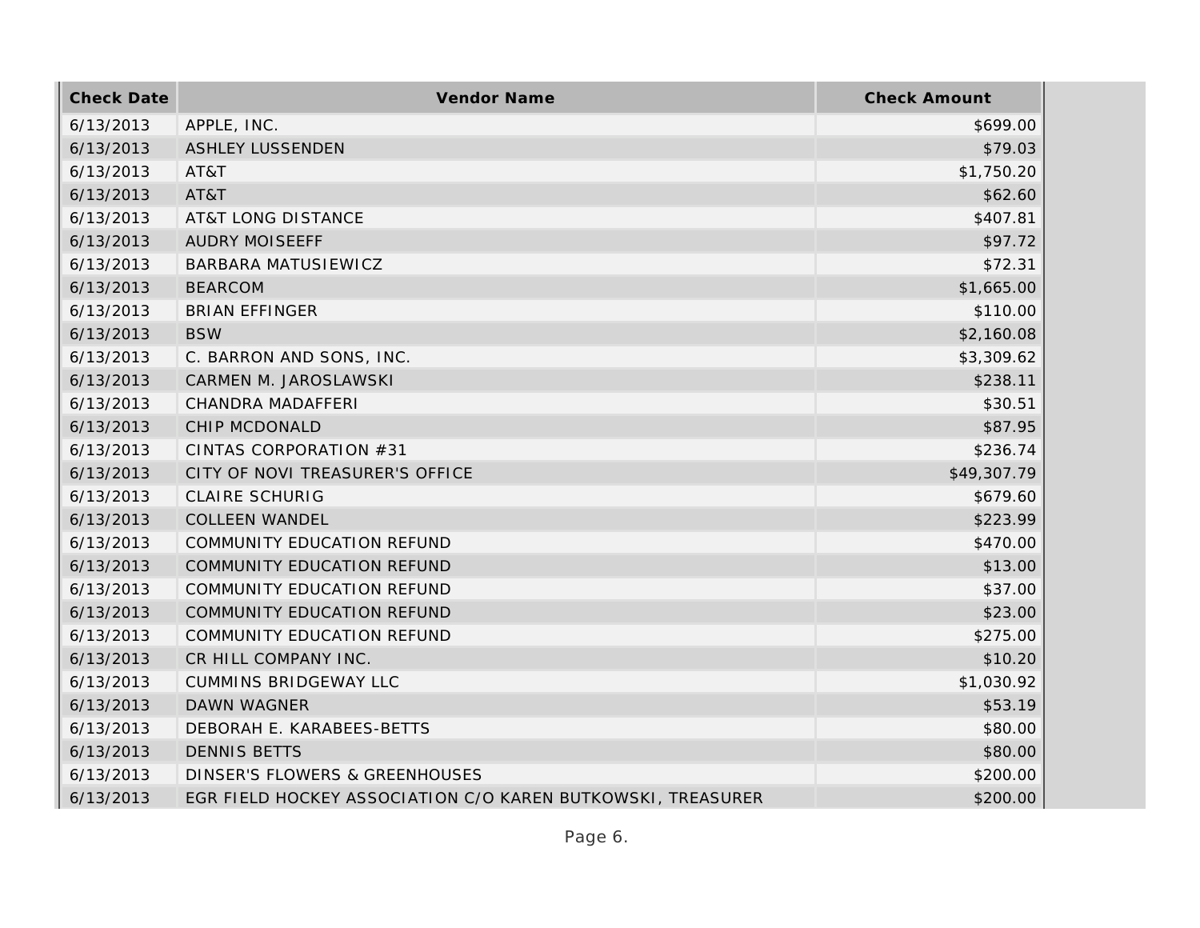| Check Date | Vendor Name | Check Amount |
|---|---|---|
| 6/13/2013 | APPLE, INC. | $699.00 |
| 6/13/2013 | ASHLEY LUSSENDEN | $79.03 |
| 6/13/2013 | AT&T | $1,750.20 |
| 6/13/2013 | AT&T | $62.60 |
| 6/13/2013 | AT&T LONG DISTANCE | $407.81 |
| 6/13/2013 | AUDRY MOISEEFF | $97.72 |
| 6/13/2013 | BARBARA MATUSIEWICZ | $72.31 |
| 6/13/2013 | BEARCOM | $1,665.00 |
| 6/13/2013 | BRIAN EFFINGER | $110.00 |
| 6/13/2013 | BSW | $2,160.08 |
| 6/13/2013 | C. BARRON AND SONS, INC. | $3,309.62 |
| 6/13/2013 | CARMEN M. JAROSLAWSKI | $238.11 |
| 6/13/2013 | CHANDRA MADAFFERI | $30.51 |
| 6/13/2013 | CHIP MCDONALD | $87.95 |
| 6/13/2013 | CINTAS CORPORATION #31 | $236.74 |
| 6/13/2013 | CITY OF NOVI TREASURER'S OFFICE | $49,307.79 |
| 6/13/2013 | CLAIRE SCHURIG | $679.60 |
| 6/13/2013 | COLLEEN WANDEL | $223.99 |
| 6/13/2013 | COMMUNITY EDUCATION REFUND | $470.00 |
| 6/13/2013 | COMMUNITY EDUCATION REFUND | $13.00 |
| 6/13/2013 | COMMUNITY EDUCATION REFUND | $37.00 |
| 6/13/2013 | COMMUNITY EDUCATION REFUND | $23.00 |
| 6/13/2013 | COMMUNITY EDUCATION REFUND | $275.00 |
| 6/13/2013 | CR HILL COMPANY INC. | $10.20 |
| 6/13/2013 | CUMMINS BRIDGEWAY LLC | $1,030.92 |
| 6/13/2013 | DAWN WAGNER | $53.19 |
| 6/13/2013 | DEBORAH E. KARABEES-BETTS | $80.00 |
| 6/13/2013 | DENNIS BETTS | $80.00 |
| 6/13/2013 | DINSER'S FLOWERS & GREENHOUSES | $200.00 |
| 6/13/2013 | EGR FIELD HOCKEY ASSOCIATION C/O KAREN BUTKOWSKI, TREASURER | $200.00 |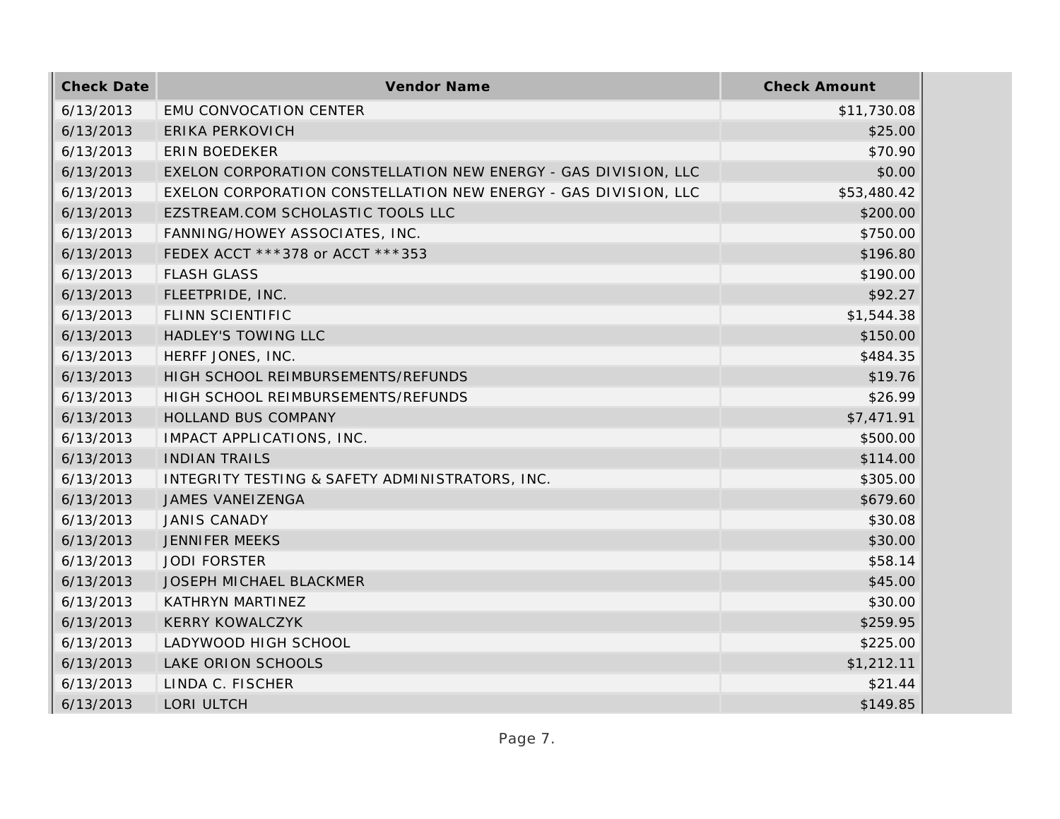| Check Date | Vendor Name | Check Amount |
| --- | --- | --- |
| 6/13/2013 | EMU CONVOCATION CENTER | $11,730.08 |
| 6/13/2013 | ERIKA PERKOVICH | $25.00 |
| 6/13/2013 | ERIN BOEDEKER | $70.90 |
| 6/13/2013 | EXELON CORPORATION CONSTELLATION NEW ENERGY - GAS DIVISION, LLC | $0.00 |
| 6/13/2013 | EXELON CORPORATION CONSTELLATION NEW ENERGY - GAS DIVISION, LLC | $53,480.42 |
| 6/13/2013 | EZSTREAM.COM SCHOLASTIC TOOLS LLC | $200.00 |
| 6/13/2013 | FANNING/HOWEY ASSOCIATES, INC. | $750.00 |
| 6/13/2013 | FEDEX ACCT ***378 or ACCT ***353 | $196.80 |
| 6/13/2013 | FLASH GLASS | $190.00 |
| 6/13/2013 | FLEETPRIDE, INC. | $92.27 |
| 6/13/2013 | FLINN SCIENTIFIC | $1,544.38 |
| 6/13/2013 | HADLEY'S TOWING LLC | $150.00 |
| 6/13/2013 | HERFF JONES, INC. | $484.35 |
| 6/13/2013 | HIGH SCHOOL REIMBURSEMENTS/REFUNDS | $19.76 |
| 6/13/2013 | HIGH SCHOOL REIMBURSEMENTS/REFUNDS | $26.99 |
| 6/13/2013 | HOLLAND BUS COMPANY | $7,471.91 |
| 6/13/2013 | IMPACT APPLICATIONS, INC. | $500.00 |
| 6/13/2013 | INDIAN TRAILS | $114.00 |
| 6/13/2013 | INTEGRITY TESTING & SAFETY ADMINISTRATORS, INC. | $305.00 |
| 6/13/2013 | JAMES VANEIZENGA | $679.60 |
| 6/13/2013 | JANIS CANADY | $30.08 |
| 6/13/2013 | JENNIFER MEEKS | $30.00 |
| 6/13/2013 | JODI FORSTER | $58.14 |
| 6/13/2013 | JOSEPH MICHAEL BLACKMER | $45.00 |
| 6/13/2013 | KATHRYN MARTINEZ | $30.00 |
| 6/13/2013 | KERRY KOWALCZYK | $259.95 |
| 6/13/2013 | LADYWOOD HIGH SCHOOL | $225.00 |
| 6/13/2013 | LAKE ORION SCHOOLS | $1,212.11 |
| 6/13/2013 | LINDA C. FISCHER | $21.44 |
| 6/13/2013 | LORI ULTCH | $149.85 |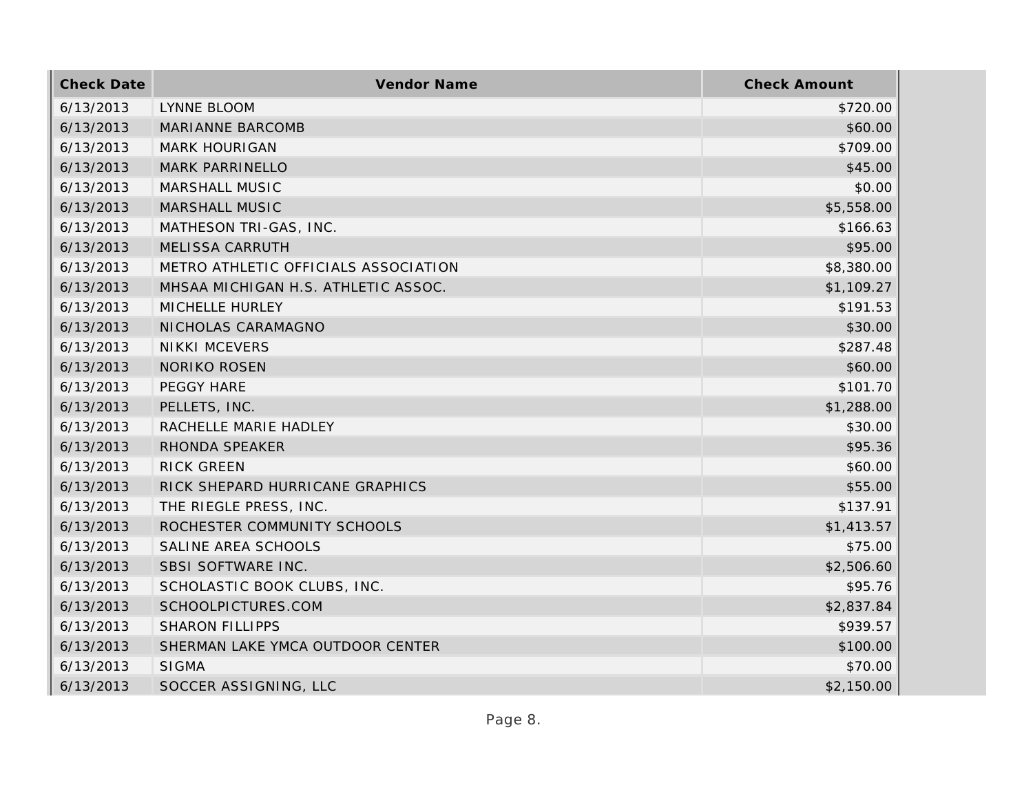| Check Date | Vendor Name | Check Amount |
|---|---|---|
| 6/13/2013 | LYNNE BLOOM | $720.00 |
| 6/13/2013 | MARIANNE BARCOMB | $60.00 |
| 6/13/2013 | MARK HOURIGAN | $709.00 |
| 6/13/2013 | MARK PARRINELLO | $45.00 |
| 6/13/2013 | MARSHALL MUSIC | $0.00 |
| 6/13/2013 | MARSHALL MUSIC | $5,558.00 |
| 6/13/2013 | MATHESON TRI-GAS, INC. | $166.63 |
| 6/13/2013 | MELISSA CARRUTH | $95.00 |
| 6/13/2013 | METRO ATHLETIC OFFICIALS ASSOCIATION | $8,380.00 |
| 6/13/2013 | MHSAA MICHIGAN H.S. ATHLETIC ASSOC. | $1,109.27 |
| 6/13/2013 | MICHELLE HURLEY | $191.53 |
| 6/13/2013 | NICHOLAS CARAMAGNO | $30.00 |
| 6/13/2013 | NIKKI MCEVERS | $287.48 |
| 6/13/2013 | NORIKO ROSEN | $60.00 |
| 6/13/2013 | PEGGY HARE | $101.70 |
| 6/13/2013 | PELLETS, INC. | $1,288.00 |
| 6/13/2013 | RACHELLE MARIE HADLEY | $30.00 |
| 6/13/2013 | RHONDA SPEAKER | $95.36 |
| 6/13/2013 | RICK GREEN | $60.00 |
| 6/13/2013 | RICK SHEPARD HURRICANE GRAPHICS | $55.00 |
| 6/13/2013 | THE RIEGLE PRESS, INC. | $137.91 |
| 6/13/2013 | ROCHESTER COMMUNITY SCHOOLS | $1,413.57 |
| 6/13/2013 | SALINE AREA SCHOOLS | $75.00 |
| 6/13/2013 | SBSI SOFTWARE INC. | $2,506.60 |
| 6/13/2013 | SCHOLASTIC BOOK CLUBS, INC. | $95.76 |
| 6/13/2013 | SCHOOLPICTURES.COM | $2,837.84 |
| 6/13/2013 | SHARON FILLIPPS | $939.57 |
| 6/13/2013 | SHERMAN LAKE YMCA OUTDOOR CENTER | $100.00 |
| 6/13/2013 | SIGMA | $70.00 |
| 6/13/2013 | SOCCER ASSIGNING, LLC | $2,150.00 |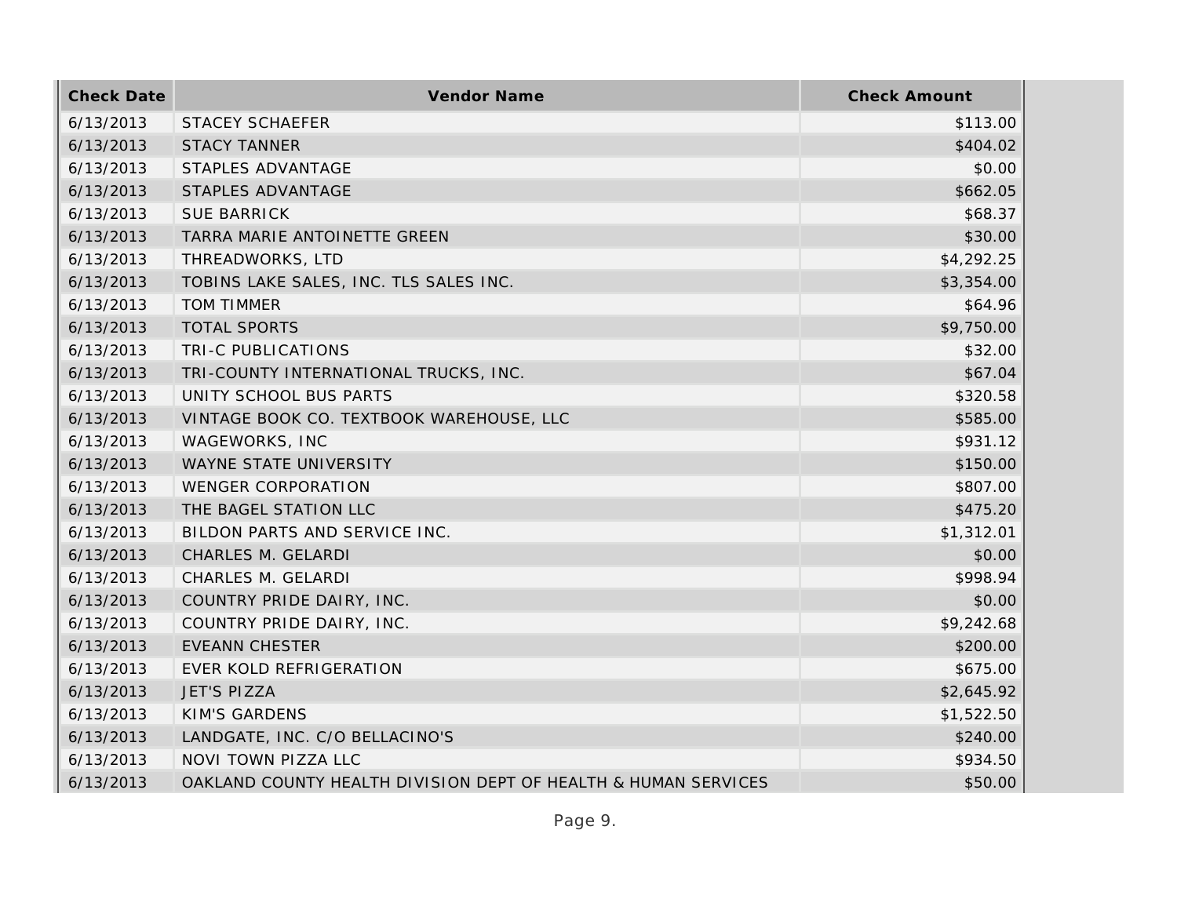| Check Date | Vendor Name | Check Amount |
|---|---|---|
| 6/13/2013 | STACEY SCHAEFER | $113.00 |
| 6/13/2013 | STACY TANNER | $404.02 |
| 6/13/2013 | STAPLES ADVANTAGE | $0.00 |
| 6/13/2013 | STAPLES ADVANTAGE | $662.05 |
| 6/13/2013 | SUE BARRICK | $68.37 |
| 6/13/2013 | TARRA MARIE ANTOINETTE GREEN | $30.00 |
| 6/13/2013 | THREADWORKS, LTD | $4,292.25 |
| 6/13/2013 | TOBINS LAKE SALES, INC. TLS SALES INC. | $3,354.00 |
| 6/13/2013 | TOM TIMMER | $64.96 |
| 6/13/2013 | TOTAL SPORTS | $9,750.00 |
| 6/13/2013 | TRI-C PUBLICATIONS | $32.00 |
| 6/13/2013 | TRI-COUNTY INTERNATIONAL TRUCKS, INC. | $67.04 |
| 6/13/2013 | UNITY SCHOOL BUS PARTS | $320.58 |
| 6/13/2013 | VINTAGE BOOK CO. TEXTBOOK WAREHOUSE, LLC | $585.00 |
| 6/13/2013 | WAGEWORKS, INC | $931.12 |
| 6/13/2013 | WAYNE STATE UNIVERSITY | $150.00 |
| 6/13/2013 | WENGER CORPORATION | $807.00 |
| 6/13/2013 | THE BAGEL STATION LLC | $475.20 |
| 6/13/2013 | BILDON PARTS AND SERVICE INC. | $1,312.01 |
| 6/13/2013 | CHARLES M. GELARDI | $0.00 |
| 6/13/2013 | CHARLES M. GELARDI | $998.94 |
| 6/13/2013 | COUNTRY PRIDE DAIRY, INC. | $0.00 |
| 6/13/2013 | COUNTRY PRIDE DAIRY, INC. | $9,242.68 |
| 6/13/2013 | EVEANN CHESTER | $200.00 |
| 6/13/2013 | EVER KOLD REFRIGERATION | $675.00 |
| 6/13/2013 | JET'S PIZZA | $2,645.92 |
| 6/13/2013 | KIM'S GARDENS | $1,522.50 |
| 6/13/2013 | LANDGATE, INC. C/O BELLACINO'S | $240.00 |
| 6/13/2013 | NOVI TOWN PIZZA LLC | $934.50 |
| 6/13/2013 | OAKLAND COUNTY HEALTH DIVISION DEPT OF HEALTH & HUMAN SERVICES | $50.00 |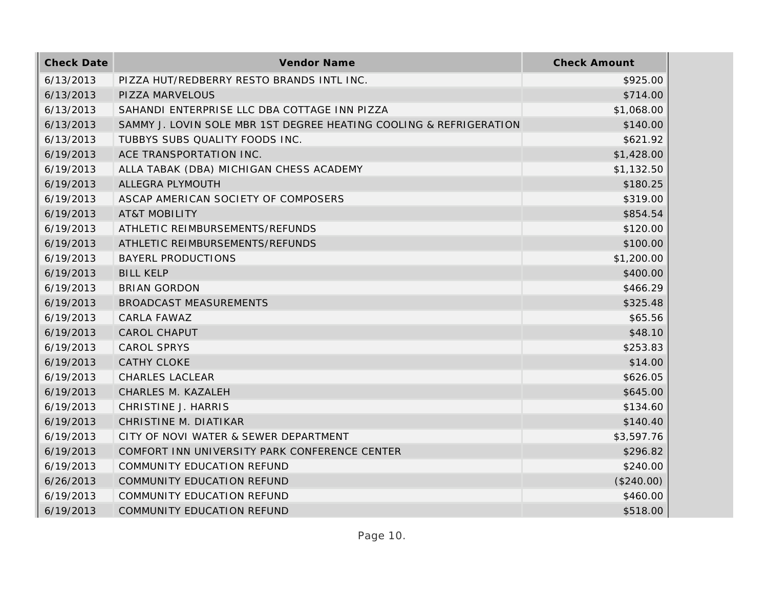| Check Date | Vendor Name | Check Amount |
|---|---|---|
| 6/13/2013 | PIZZA HUT/REDBERRY RESTO BRANDS INTL INC. | $925.00 |
| 6/13/2013 | PIZZA MARVELOUS | $714.00 |
| 6/13/2013 | SAHANDI ENTERPRISE LLC DBA COTTAGE INN PIZZA | $1,068.00 |
| 6/13/2013 | SAMMY J. LOVIN SOLE MBR 1ST DEGREE HEATING COOLING & REFRIGERATION | $140.00 |
| 6/13/2013 | TUBBYS SUBS QUALITY FOODS INC. | $621.92 |
| 6/19/2013 | ACE TRANSPORTATION INC. | $1,428.00 |
| 6/19/2013 | ALLA TABAK (DBA) MICHIGAN CHESS ACADEMY | $1,132.50 |
| 6/19/2013 | ALLEGRA PLYMOUTH | $180.25 |
| 6/19/2013 | ASCAP AMERICAN SOCIETY OF COMPOSERS | $319.00 |
| 6/19/2013 | AT&T MOBILITY | $854.54 |
| 6/19/2013 | ATHLETIC REIMBURSEMENTS/REFUNDS | $120.00 |
| 6/19/2013 | ATHLETIC REIMBURSEMENTS/REFUNDS | $100.00 |
| 6/19/2013 | BAYERL PRODUCTIONS | $1,200.00 |
| 6/19/2013 | BILL KELP | $400.00 |
| 6/19/2013 | BRIAN GORDON | $466.29 |
| 6/19/2013 | BROADCAST MEASUREMENTS | $325.48 |
| 6/19/2013 | CARLA FAWAZ | $65.56 |
| 6/19/2013 | CAROL CHAPUT | $48.10 |
| 6/19/2013 | CAROL SPRYS | $253.83 |
| 6/19/2013 | CATHY CLOKE | $14.00 |
| 6/19/2013 | CHARLES LACLEAR | $626.05 |
| 6/19/2013 | CHARLES M. KAZALEH | $645.00 |
| 6/19/2013 | CHRISTINE J. HARRIS | $134.60 |
| 6/19/2013 | CHRISTINE M. DIATIKAR | $140.40 |
| 6/19/2013 | CITY OF NOVI WATER & SEWER DEPARTMENT | $3,597.76 |
| 6/19/2013 | COMFORT INN UNIVERSITY PARK CONFERENCE CENTER | $296.82 |
| 6/19/2013 | COMMUNITY EDUCATION REFUND | $240.00 |
| 6/26/2013 | COMMUNITY EDUCATION REFUND | ($240.00) |
| 6/19/2013 | COMMUNITY EDUCATION REFUND | $460.00 |
| 6/19/2013 | COMMUNITY EDUCATION REFUND | $518.00 |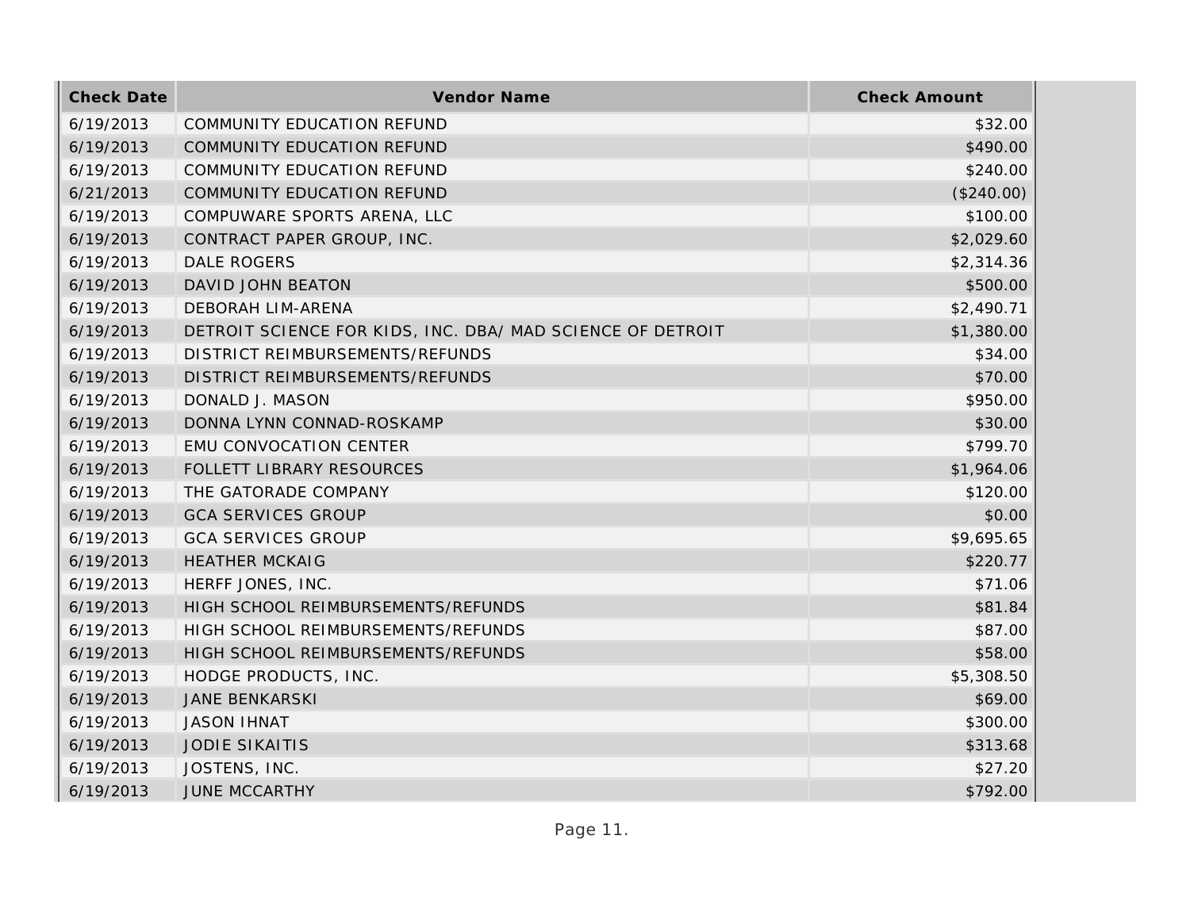| Check Date | Vendor Name | Check Amount |
|---|---|---|
| 6/19/2013 | COMMUNITY EDUCATION REFUND | $32.00 |
| 6/19/2013 | COMMUNITY EDUCATION REFUND | $490.00 |
| 6/19/2013 | COMMUNITY EDUCATION REFUND | $240.00 |
| 6/21/2013 | COMMUNITY EDUCATION REFUND | ($240.00) |
| 6/19/2013 | COMPUWARE SPORTS ARENA, LLC | $100.00 |
| 6/19/2013 | CONTRACT PAPER GROUP, INC. | $2,029.60 |
| 6/19/2013 | DALE ROGERS | $2,314.36 |
| 6/19/2013 | DAVID JOHN BEATON | $500.00 |
| 6/19/2013 | DEBORAH LIM-ARENA | $2,490.71 |
| 6/19/2013 | DETROIT SCIENCE FOR KIDS, INC. DBA/ MAD SCIENCE OF DETROIT | $1,380.00 |
| 6/19/2013 | DISTRICT REIMBURSEMENTS/REFUNDS | $34.00 |
| 6/19/2013 | DISTRICT REIMBURSEMENTS/REFUNDS | $70.00 |
| 6/19/2013 | DONALD J. MASON | $950.00 |
| 6/19/2013 | DONNA LYNN CONNAD-ROSKAMP | $30.00 |
| 6/19/2013 | EMU CONVOCATION CENTER | $799.70 |
| 6/19/2013 | FOLLETT LIBRARY RESOURCES | $1,964.06 |
| 6/19/2013 | THE GATORADE COMPANY | $120.00 |
| 6/19/2013 | GCA SERVICES GROUP | $0.00 |
| 6/19/2013 | GCA SERVICES GROUP | $9,695.65 |
| 6/19/2013 | HEATHER MCKAIG | $220.77 |
| 6/19/2013 | HERFF JONES, INC. | $71.06 |
| 6/19/2013 | HIGH SCHOOL REIMBURSEMENTS/REFUNDS | $81.84 |
| 6/19/2013 | HIGH SCHOOL REIMBURSEMENTS/REFUNDS | $87.00 |
| 6/19/2013 | HIGH SCHOOL REIMBURSEMENTS/REFUNDS | $58.00 |
| 6/19/2013 | HODGE PRODUCTS, INC. | $5,308.50 |
| 6/19/2013 | JANE BENKARSKI | $69.00 |
| 6/19/2013 | JASON IHNAT | $300.00 |
| 6/19/2013 | JODIE SIKAITIS | $313.68 |
| 6/19/2013 | JOSTENS, INC. | $27.20 |
| 6/19/2013 | JUNE MCCARTHY | $792.00 |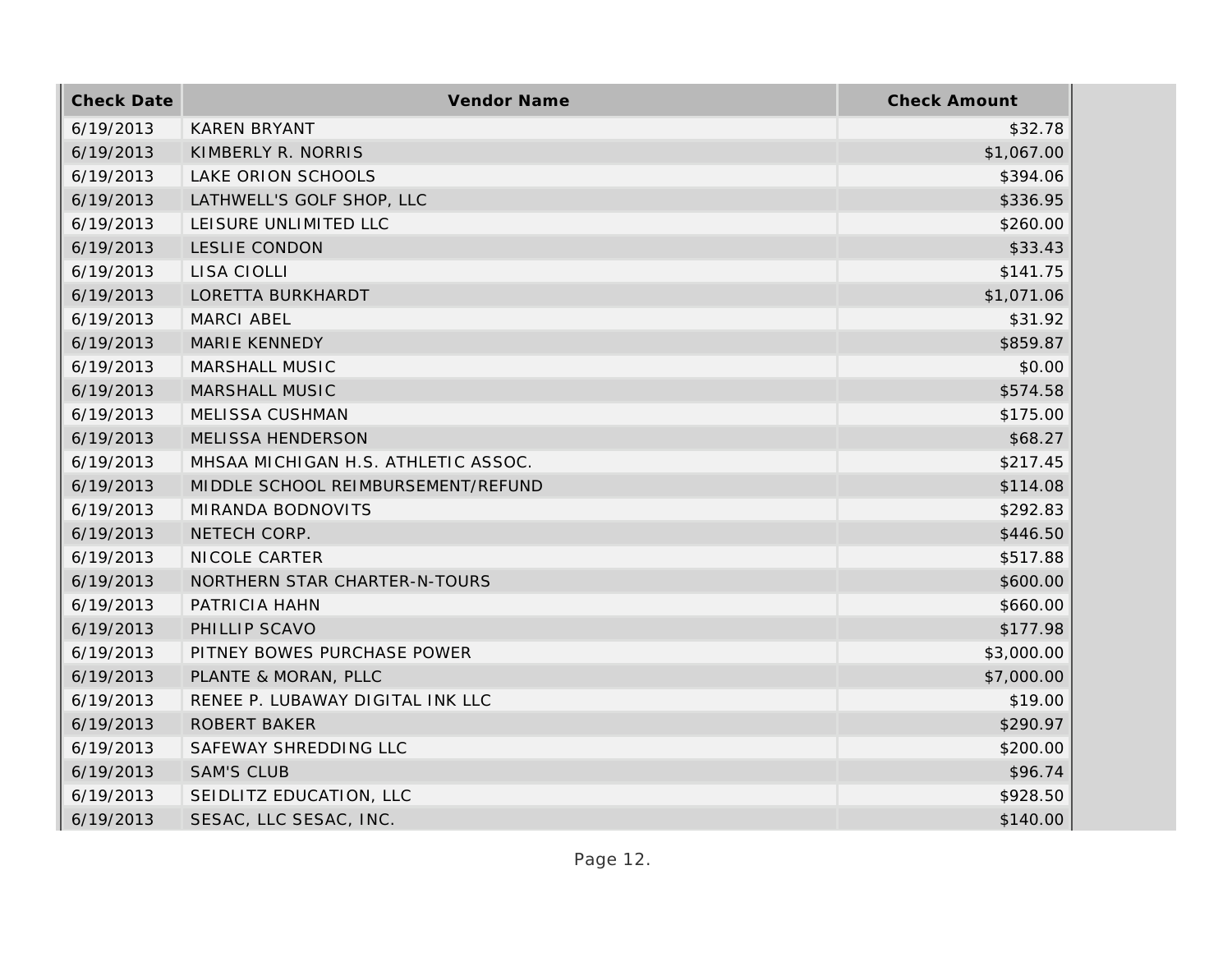| Check Date | Vendor Name | Check Amount |
| --- | --- | --- |
| 6/19/2013 | KAREN BRYANT | $32.78 |
| 6/19/2013 | KIMBERLY R. NORRIS | $1,067.00 |
| 6/19/2013 | LAKE ORION SCHOOLS | $394.06 |
| 6/19/2013 | LATHWELL'S GOLF SHOP, LLC | $336.95 |
| 6/19/2013 | LEISURE UNLIMITED LLC | $260.00 |
| 6/19/2013 | LESLIE CONDON | $33.43 |
| 6/19/2013 | LISA CIOLLI | $141.75 |
| 6/19/2013 | LORETTA BURKHARDT | $1,071.06 |
| 6/19/2013 | MARCI ABEL | $31.92 |
| 6/19/2013 | MARIE KENNEDY | $859.87 |
| 6/19/2013 | MARSHALL MUSIC | $0.00 |
| 6/19/2013 | MARSHALL MUSIC | $574.58 |
| 6/19/2013 | MELISSA CUSHMAN | $175.00 |
| 6/19/2013 | MELISSA HENDERSON | $68.27 |
| 6/19/2013 | MHSAA MICHIGAN H.S. ATHLETIC ASSOC. | $217.45 |
| 6/19/2013 | MIDDLE SCHOOL REIMBURSEMENT/REFUND | $114.08 |
| 6/19/2013 | MIRANDA BODNOVITS | $292.83 |
| 6/19/2013 | NETECH CORP. | $446.50 |
| 6/19/2013 | NICOLE CARTER | $517.88 |
| 6/19/2013 | NORTHERN STAR CHARTER-N-TOURS | $600.00 |
| 6/19/2013 | PATRICIA HAHN | $660.00 |
| 6/19/2013 | PHILLIP SCAVO | $177.98 |
| 6/19/2013 | PITNEY BOWES PURCHASE POWER | $3,000.00 |
| 6/19/2013 | PLANTE & MORAN, PLLC | $7,000.00 |
| 6/19/2013 | RENEE P. LUBAWAY DIGITAL INK LLC | $19.00 |
| 6/19/2013 | ROBERT BAKER | $290.97 |
| 6/19/2013 | SAFEWAY SHREDDING LLC | $200.00 |
| 6/19/2013 | SAM'S CLUB | $96.74 |
| 6/19/2013 | SEIDLITZ EDUCATION, LLC | $928.50 |
| 6/19/2013 | SESAC, LLC SESAC, INC. | $140.00 |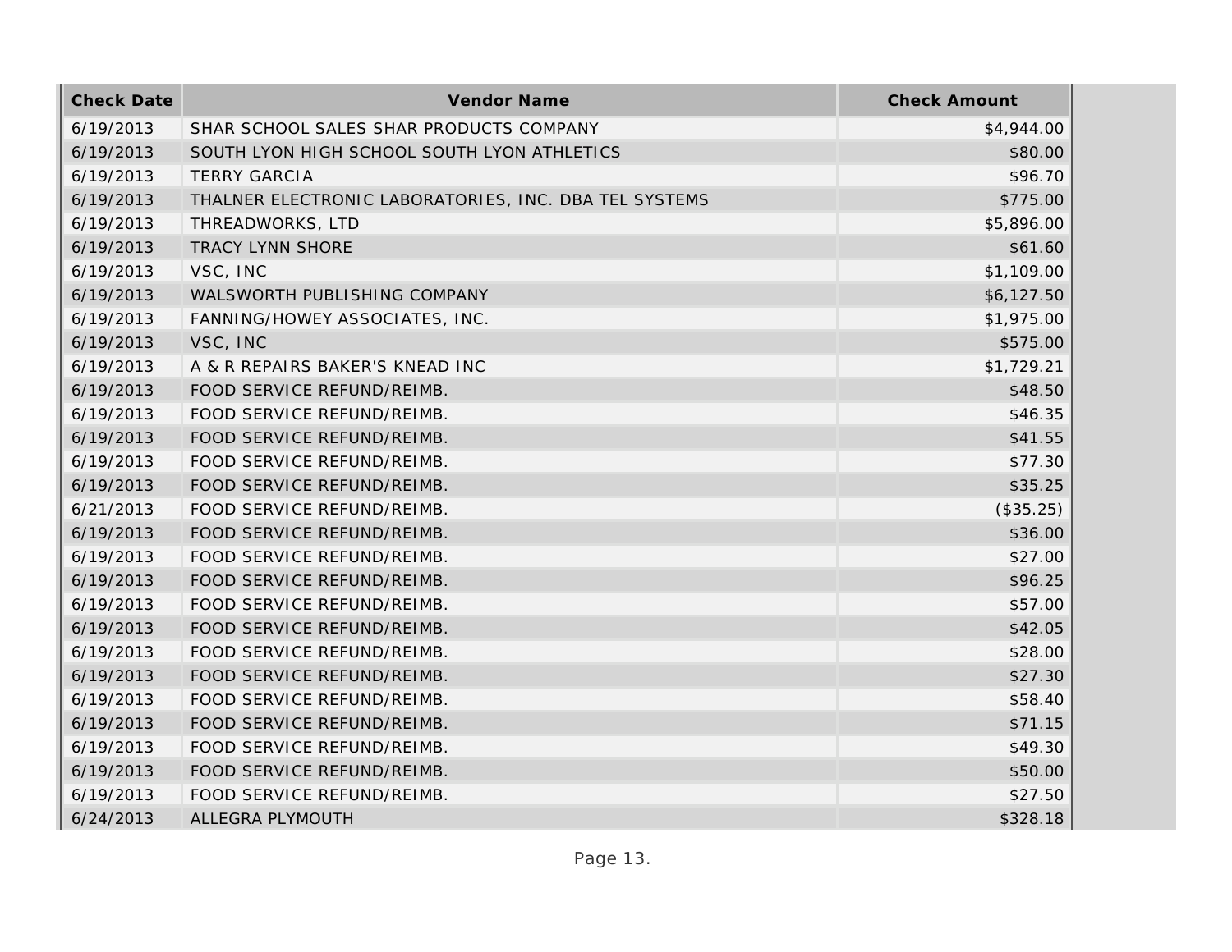| Check Date | Vendor Name | Check Amount |
|---|---|---|
| 6/19/2013 | SHAR SCHOOL SALES SHAR PRODUCTS COMPANY | $4,944.00 |
| 6/19/2013 | SOUTH LYON HIGH SCHOOL SOUTH LYON ATHLETICS | $80.00 |
| 6/19/2013 | TERRY GARCIA | $96.70 |
| 6/19/2013 | THALNER ELECTRONIC LABORATORIES, INC. DBA TEL SYSTEMS | $775.00 |
| 6/19/2013 | THREADWORKS, LTD | $5,896.00 |
| 6/19/2013 | TRACY LYNN SHORE | $61.60 |
| 6/19/2013 | VSC, INC | $1,109.00 |
| 6/19/2013 | WALSWORTH PUBLISHING COMPANY | $6,127.50 |
| 6/19/2013 | FANNING/HOWEY ASSOCIATES, INC. | $1,975.00 |
| 6/19/2013 | VSC, INC | $575.00 |
| 6/19/2013 | A & R REPAIRS BAKER'S KNEAD INC | $1,729.21 |
| 6/19/2013 | FOOD SERVICE REFUND/REIMB. | $48.50 |
| 6/19/2013 | FOOD SERVICE REFUND/REIMB. | $46.35 |
| 6/19/2013 | FOOD SERVICE REFUND/REIMB. | $41.55 |
| 6/19/2013 | FOOD SERVICE REFUND/REIMB. | $77.30 |
| 6/19/2013 | FOOD SERVICE REFUND/REIMB. | $35.25 |
| 6/21/2013 | FOOD SERVICE REFUND/REIMB. | ($35.25) |
| 6/19/2013 | FOOD SERVICE REFUND/REIMB. | $36.00 |
| 6/19/2013 | FOOD SERVICE REFUND/REIMB. | $27.00 |
| 6/19/2013 | FOOD SERVICE REFUND/REIMB. | $96.25 |
| 6/19/2013 | FOOD SERVICE REFUND/REIMB. | $57.00 |
| 6/19/2013 | FOOD SERVICE REFUND/REIMB. | $42.05 |
| 6/19/2013 | FOOD SERVICE REFUND/REIMB. | $28.00 |
| 6/19/2013 | FOOD SERVICE REFUND/REIMB. | $27.30 |
| 6/19/2013 | FOOD SERVICE REFUND/REIMB. | $58.40 |
| 6/19/2013 | FOOD SERVICE REFUND/REIMB. | $71.15 |
| 6/19/2013 | FOOD SERVICE REFUND/REIMB. | $49.30 |
| 6/19/2013 | FOOD SERVICE REFUND/REIMB. | $50.00 |
| 6/19/2013 | FOOD SERVICE REFUND/REIMB. | $27.50 |
| 6/24/2013 | ALLEGRA PLYMOUTH | $328.18 |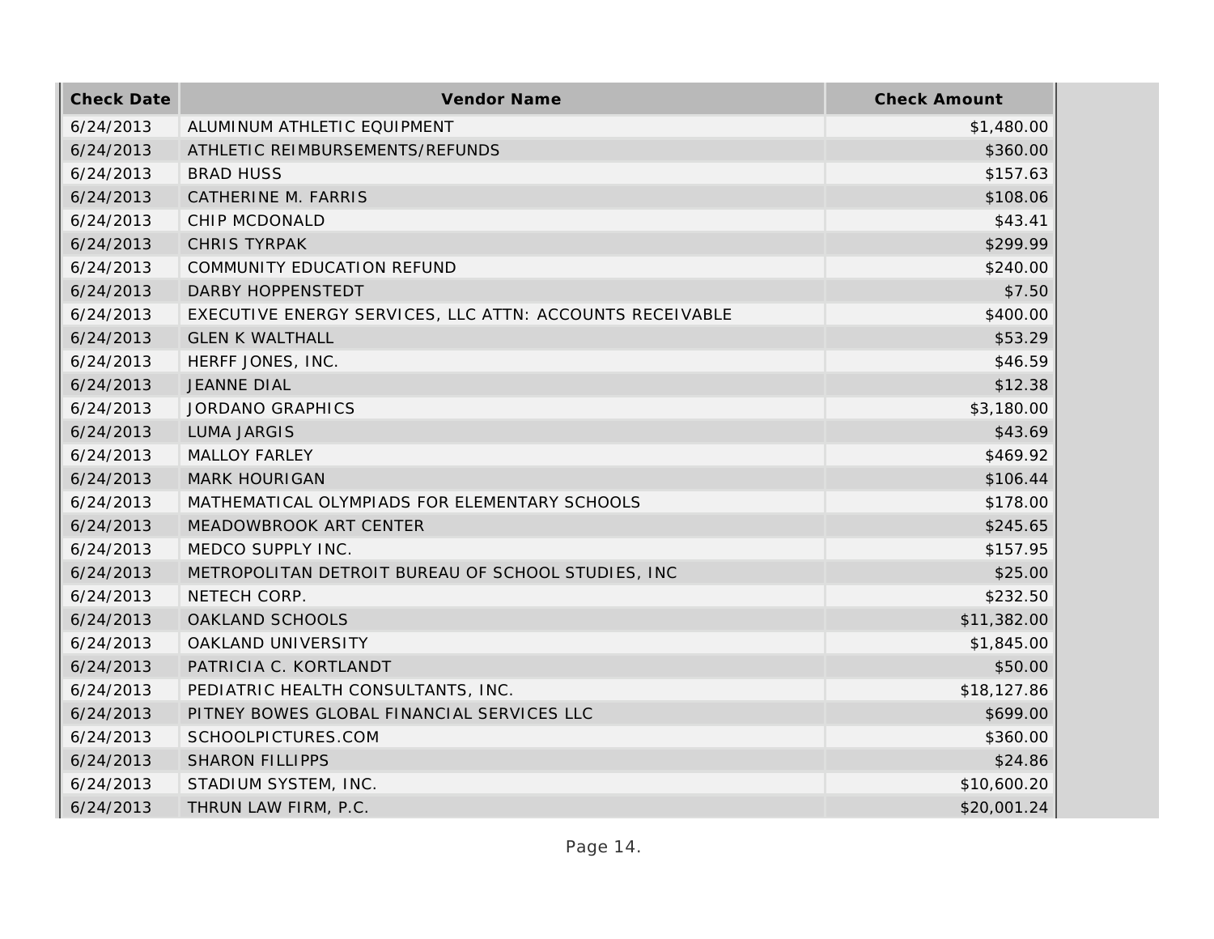| Check Date | Vendor Name | Check Amount |
|---|---|---|
| 6/24/2013 | ALUMINUM ATHLETIC EQUIPMENT | $1,480.00 |
| 6/24/2013 | ATHLETIC REIMBURSEMENTS/REFUNDS | $360.00 |
| 6/24/2013 | BRAD HUSS | $157.63 |
| 6/24/2013 | CATHERINE M. FARRIS | $108.06 |
| 6/24/2013 | CHIP MCDONALD | $43.41 |
| 6/24/2013 | CHRIS TYRPAK | $299.99 |
| 6/24/2013 | COMMUNITY EDUCATION REFUND | $240.00 |
| 6/24/2013 | DARBY HOPPENSTEDT | $7.50 |
| 6/24/2013 | EXECUTIVE ENERGY SERVICES, LLC ATTN: ACCOUNTS RECEIVABLE | $400.00 |
| 6/24/2013 | GLEN K WALTHALL | $53.29 |
| 6/24/2013 | HERFF JONES, INC. | $46.59 |
| 6/24/2013 | JEANNE DIAL | $12.38 |
| 6/24/2013 | JORDANO GRAPHICS | $3,180.00 |
| 6/24/2013 | LUMA JARGIS | $43.69 |
| 6/24/2013 | MALLOY FARLEY | $469.92 |
| 6/24/2013 | MARK HOURIGAN | $106.44 |
| 6/24/2013 | MATHEMATICAL OLYMPIADS FOR ELEMENTARY SCHOOLS | $178.00 |
| 6/24/2013 | MEADOWBROOK ART CENTER | $245.65 |
| 6/24/2013 | MEDCO SUPPLY INC. | $157.95 |
| 6/24/2013 | METROPOLITAN DETROIT BUREAU OF SCHOOL STUDIES, INC | $25.00 |
| 6/24/2013 | NETECH CORP. | $232.50 |
| 6/24/2013 | OAKLAND SCHOOLS | $11,382.00 |
| 6/24/2013 | OAKLAND UNIVERSITY | $1,845.00 |
| 6/24/2013 | PATRICIA C. KORTLANDT | $50.00 |
| 6/24/2013 | PEDIATRIC HEALTH CONSULTANTS, INC. | $18,127.86 |
| 6/24/2013 | PITNEY BOWES GLOBAL FINANCIAL SERVICES LLC | $699.00 |
| 6/24/2013 | SCHOOLPICTURES.COM | $360.00 |
| 6/24/2013 | SHARON FILLIPPS | $24.86 |
| 6/24/2013 | STADIUM SYSTEM, INC. | $10,600.20 |
| 6/24/2013 | THRUN LAW FIRM, P.C. | $20,001.24 |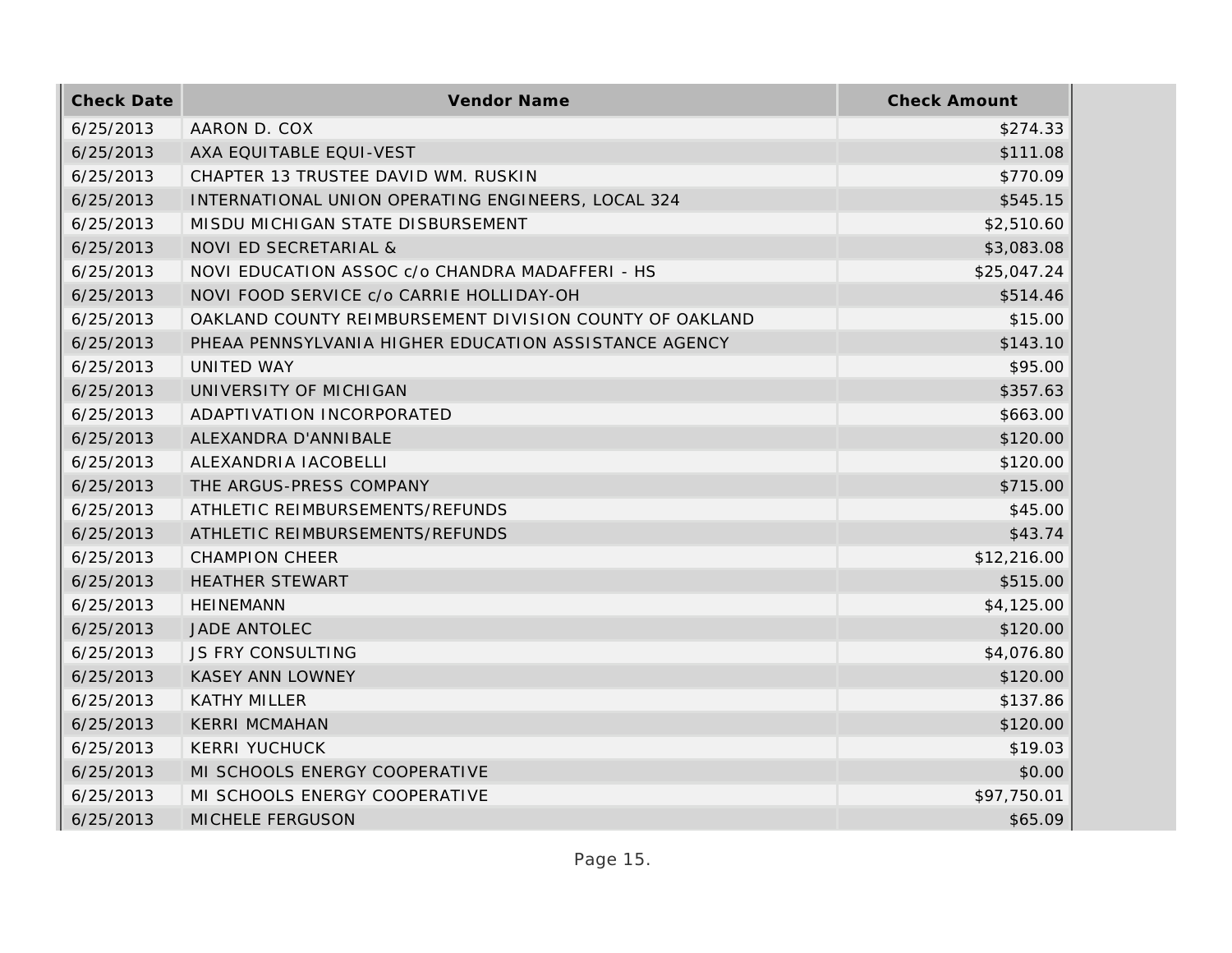| Check Date | Vendor Name | Check Amount |
| --- | --- | --- |
| 6/25/2013 | AARON D. COX | $274.33 |
| 6/25/2013 | AXA EQUITABLE EQUI-VEST | $111.08 |
| 6/25/2013 | CHAPTER 13 TRUSTEE DAVID WM. RUSKIN | $770.09 |
| 6/25/2013 | INTERNATIONAL UNION OPERATING ENGINEERS, LOCAL 324 | $545.15 |
| 6/25/2013 | MISDU MICHIGAN STATE DISBURSEMENT | $2,510.60 |
| 6/25/2013 | NOVI ED SECRETARIAL & | $3,083.08 |
| 6/25/2013 | NOVI EDUCATION ASSOC c/o CHANDRA MADAFFERI - HS | $25,047.24 |
| 6/25/2013 | NOVI FOOD SERVICE c/o CARRIE HOLLIDAY-OH | $514.46 |
| 6/25/2013 | OAKLAND COUNTY REIMBURSEMENT DIVISION COUNTY OF OAKLAND | $15.00 |
| 6/25/2013 | PHEAA PENNSYLVANIA HIGHER EDUCATION ASSISTANCE AGENCY | $143.10 |
| 6/25/2013 | UNITED WAY | $95.00 |
| 6/25/2013 | UNIVERSITY OF MICHIGAN | $357.63 |
| 6/25/2013 | ADAPTIVATION INCORPORATED | $663.00 |
| 6/25/2013 | ALEXANDRA D'ANNIBALE | $120.00 |
| 6/25/2013 | ALEXANDRIA IACOBELLI | $120.00 |
| 6/25/2013 | THE ARGUS-PRESS COMPANY | $715.00 |
| 6/25/2013 | ATHLETIC REIMBURSEMENTS/REFUNDS | $45.00 |
| 6/25/2013 | ATHLETIC REIMBURSEMENTS/REFUNDS | $43.74 |
| 6/25/2013 | CHAMPION CHEER | $12,216.00 |
| 6/25/2013 | HEATHER STEWART | $515.00 |
| 6/25/2013 | HEINEMANN | $4,125.00 |
| 6/25/2013 | JADE ANTOLEC | $120.00 |
| 6/25/2013 | JS FRY CONSULTING | $4,076.80 |
| 6/25/2013 | KASEY ANN LOWNEY | $120.00 |
| 6/25/2013 | KATHY MILLER | $137.86 |
| 6/25/2013 | KERRI MCMAHAN | $120.00 |
| 6/25/2013 | KERRI YUCHUCK | $19.03 |
| 6/25/2013 | MI SCHOOLS ENERGY COOPERATIVE | $0.00 |
| 6/25/2013 | MI SCHOOLS ENERGY COOPERATIVE | $97,750.01 |
| 6/25/2013 | MICHELE FERGUSON | $65.09 |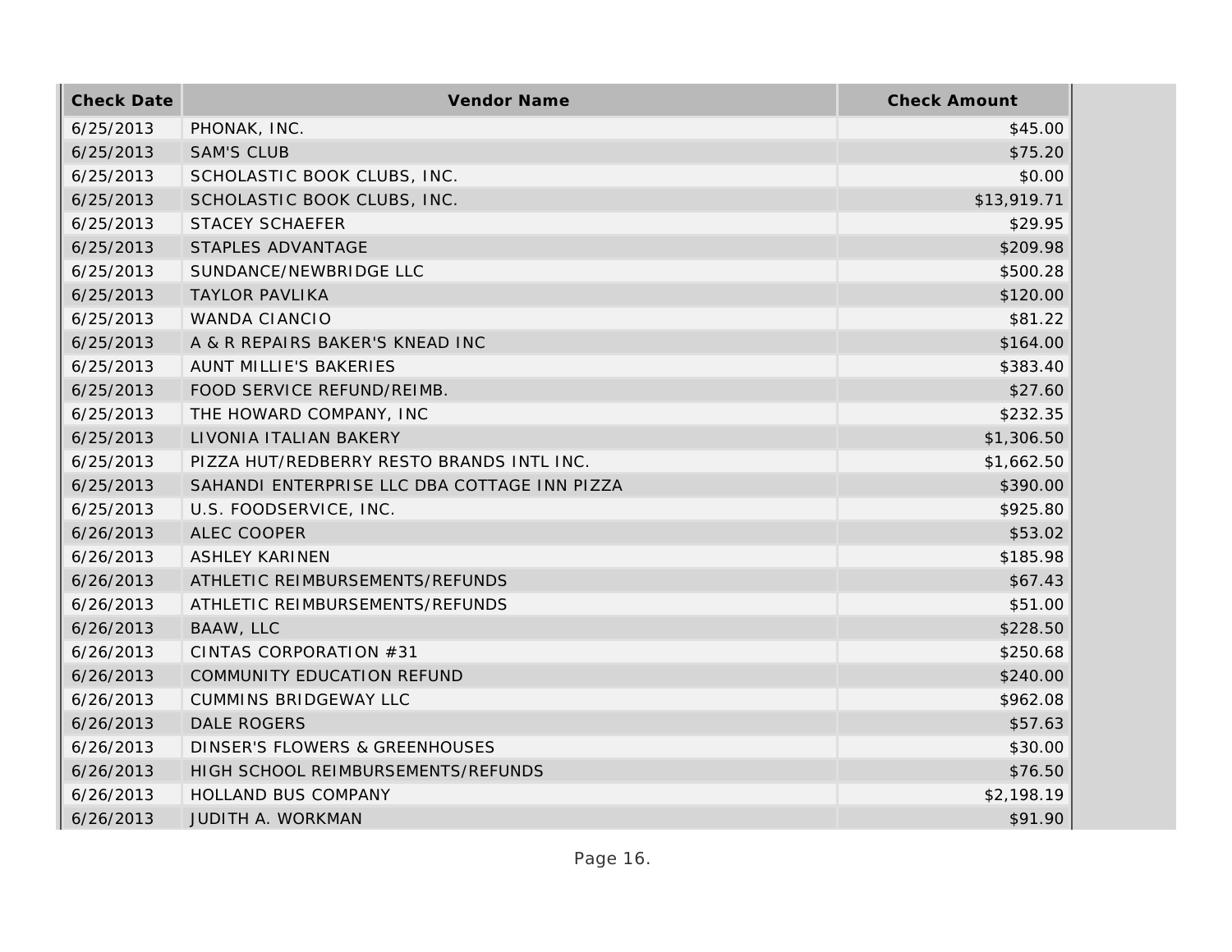| Check Date | Vendor Name | Check Amount |
| --- | --- | --- |
| 6/25/2013 | PHONAK, INC. | $45.00 |
| 6/25/2013 | SAM'S CLUB | $75.20 |
| 6/25/2013 | SCHOLASTIC BOOK CLUBS, INC. | $0.00 |
| 6/25/2013 | SCHOLASTIC BOOK CLUBS, INC. | $13,919.71 |
| 6/25/2013 | STACEY SCHAEFER | $29.95 |
| 6/25/2013 | STAPLES ADVANTAGE | $209.98 |
| 6/25/2013 | SUNDANCE/NEWBRIDGE LLC | $500.28 |
| 6/25/2013 | TAYLOR PAVLIKA | $120.00 |
| 6/25/2013 | WANDA CIANCIO | $81.22 |
| 6/25/2013 | A & R REPAIRS BAKER'S KNEAD INC | $164.00 |
| 6/25/2013 | AUNT MILLIE'S BAKERIES | $383.40 |
| 6/25/2013 | FOOD SERVICE REFUND/REIMB. | $27.60 |
| 6/25/2013 | THE HOWARD COMPANY, INC | $232.35 |
| 6/25/2013 | LIVONIA ITALIAN BAKERY | $1,306.50 |
| 6/25/2013 | PIZZA HUT/REDBERRY RESTO BRANDS INTL INC. | $1,662.50 |
| 6/25/2013 | SAHANDI ENTERPRISE LLC DBA COTTAGE INN PIZZA | $390.00 |
| 6/25/2013 | U.S. FOODSERVICE, INC. | $925.80 |
| 6/26/2013 | ALEC COOPER | $53.02 |
| 6/26/2013 | ASHLEY KARINEN | $185.98 |
| 6/26/2013 | ATHLETIC REIMBURSEMENTS/REFUNDS | $67.43 |
| 6/26/2013 | ATHLETIC REIMBURSEMENTS/REFUNDS | $51.00 |
| 6/26/2013 | BAAW, LLC | $228.50 |
| 6/26/2013 | CINTAS CORPORATION #31 | $250.68 |
| 6/26/2013 | COMMUNITY EDUCATION REFUND | $240.00 |
| 6/26/2013 | CUMMINS BRIDGEWAY LLC | $962.08 |
| 6/26/2013 | DALE ROGERS | $57.63 |
| 6/26/2013 | DINSER'S FLOWERS & GREENHOUSES | $30.00 |
| 6/26/2013 | HIGH SCHOOL REIMBURSEMENTS/REFUNDS | $76.50 |
| 6/26/2013 | HOLLAND BUS COMPANY | $2,198.19 |
| 6/26/2013 | JUDITH A. WORKMAN | $91.90 |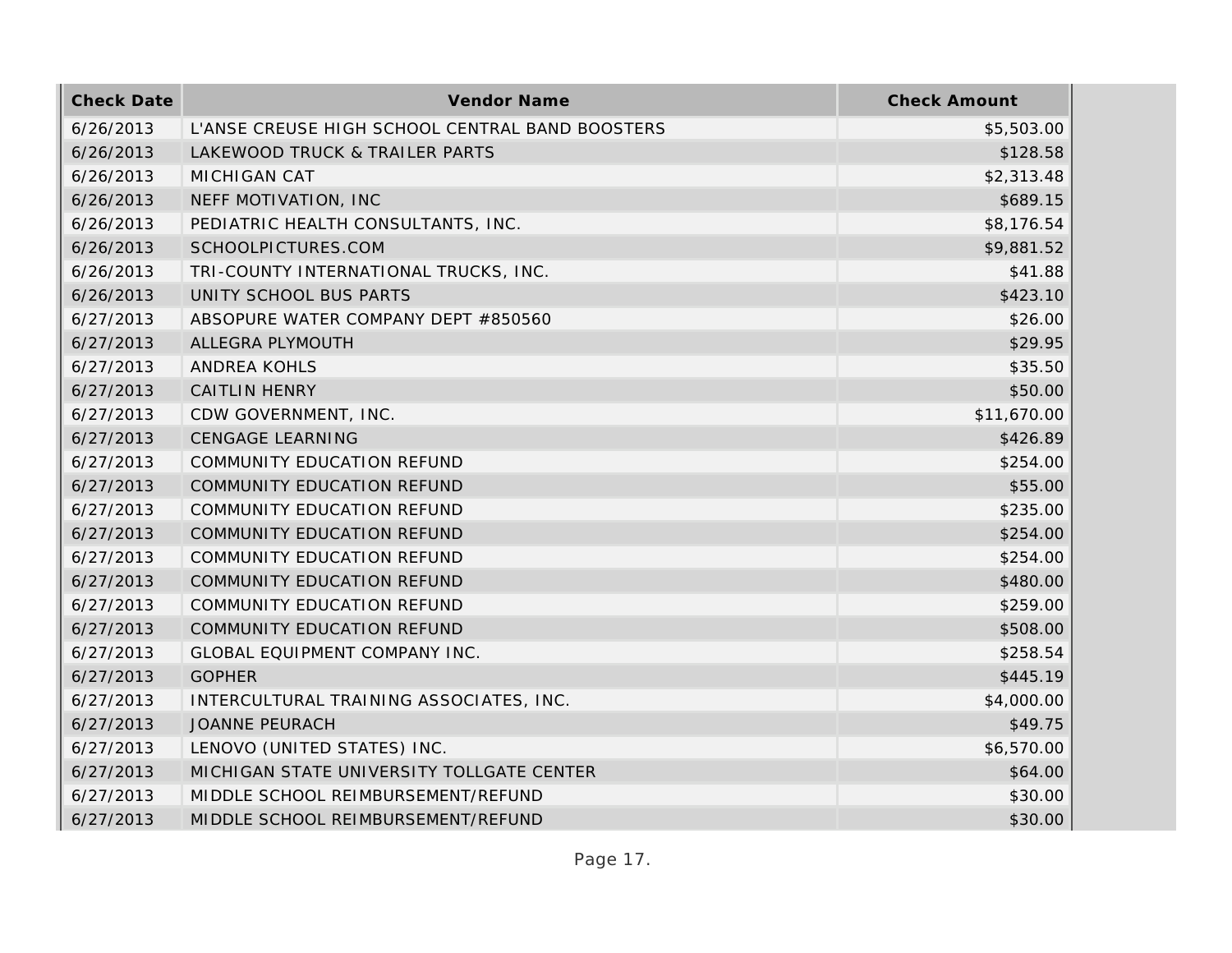| Check Date | Vendor Name | Check Amount |
| --- | --- | --- |
| 6/26/2013 | L'ANSE CREUSE HIGH SCHOOL CENTRAL BAND BOOSTERS | $5,503.00 |
| 6/26/2013 | LAKEWOOD TRUCK & TRAILER PARTS | $128.58 |
| 6/26/2013 | MICHIGAN CAT | $2,313.48 |
| 6/26/2013 | NEFF MOTIVATION, INC | $689.15 |
| 6/26/2013 | PEDIATRIC HEALTH CONSULTANTS, INC. | $8,176.54 |
| 6/26/2013 | SCHOOLPICTURES.COM | $9,881.52 |
| 6/26/2013 | TRI-COUNTY INTERNATIONAL TRUCKS, INC. | $41.88 |
| 6/26/2013 | UNITY SCHOOL BUS PARTS | $423.10 |
| 6/27/2013 | ABSOPURE WATER COMPANY DEPT #850560 | $26.00 |
| 6/27/2013 | ALLEGRA PLYMOUTH | $29.95 |
| 6/27/2013 | ANDREA KOHLS | $35.50 |
| 6/27/2013 | CAITLIN HENRY | $50.00 |
| 6/27/2013 | CDW GOVERNMENT, INC. | $11,670.00 |
| 6/27/2013 | CENGAGE LEARNING | $426.89 |
| 6/27/2013 | COMMUNITY EDUCATION REFUND | $254.00 |
| 6/27/2013 | COMMUNITY EDUCATION REFUND | $55.00 |
| 6/27/2013 | COMMUNITY EDUCATION REFUND | $235.00 |
| 6/27/2013 | COMMUNITY EDUCATION REFUND | $254.00 |
| 6/27/2013 | COMMUNITY EDUCATION REFUND | $254.00 |
| 6/27/2013 | COMMUNITY EDUCATION REFUND | $480.00 |
| 6/27/2013 | COMMUNITY EDUCATION REFUND | $259.00 |
| 6/27/2013 | COMMUNITY EDUCATION REFUND | $508.00 |
| 6/27/2013 | GLOBAL EQUIPMENT COMPANY INC. | $258.54 |
| 6/27/2013 | GOPHER | $445.19 |
| 6/27/2013 | INTERCULTURAL TRAINING ASSOCIATES, INC. | $4,000.00 |
| 6/27/2013 | JOANNE PEURACH | $49.75 |
| 6/27/2013 | LENOVO (UNITED STATES) INC. | $6,570.00 |
| 6/27/2013 | MICHIGAN STATE UNIVERSITY TOLLGATE CENTER | $64.00 |
| 6/27/2013 | MIDDLE SCHOOL REIMBURSEMENT/REFUND | $30.00 |
| 6/27/2013 | MIDDLE SCHOOL REIMBURSEMENT/REFUND | $30.00 |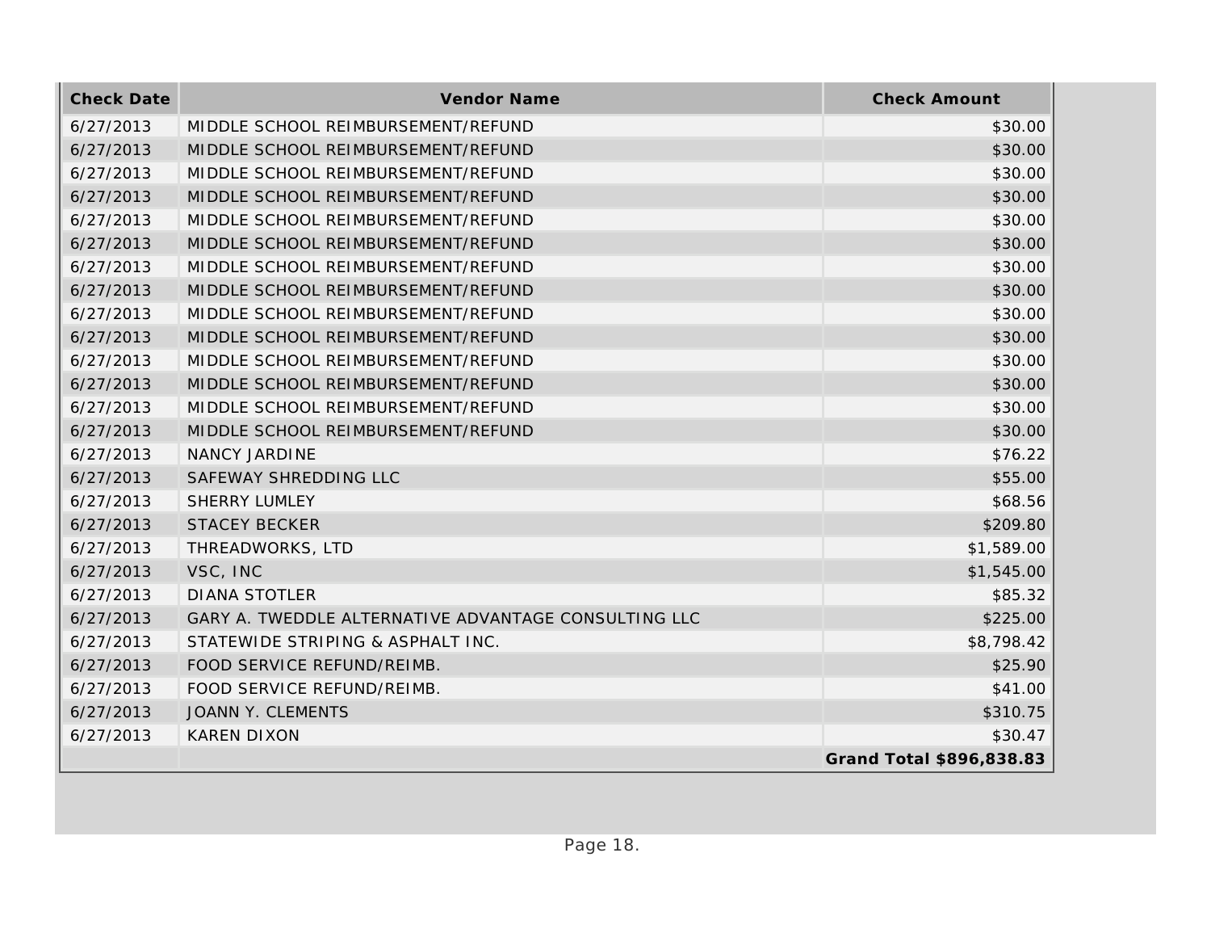| Check Date | Vendor Name | Check Amount |
|---|---|---|
| 6/27/2013 | MIDDLE SCHOOL REIMBURSEMENT/REFUND | $30.00 |
| 6/27/2013 | MIDDLE SCHOOL REIMBURSEMENT/REFUND | $30.00 |
| 6/27/2013 | MIDDLE SCHOOL REIMBURSEMENT/REFUND | $30.00 |
| 6/27/2013 | MIDDLE SCHOOL REIMBURSEMENT/REFUND | $30.00 |
| 6/27/2013 | MIDDLE SCHOOL REIMBURSEMENT/REFUND | $30.00 |
| 6/27/2013 | MIDDLE SCHOOL REIMBURSEMENT/REFUND | $30.00 |
| 6/27/2013 | MIDDLE SCHOOL REIMBURSEMENT/REFUND | $30.00 |
| 6/27/2013 | MIDDLE SCHOOL REIMBURSEMENT/REFUND | $30.00 |
| 6/27/2013 | MIDDLE SCHOOL REIMBURSEMENT/REFUND | $30.00 |
| 6/27/2013 | MIDDLE SCHOOL REIMBURSEMENT/REFUND | $30.00 |
| 6/27/2013 | MIDDLE SCHOOL REIMBURSEMENT/REFUND | $30.00 |
| 6/27/2013 | MIDDLE SCHOOL REIMBURSEMENT/REFUND | $30.00 |
| 6/27/2013 | MIDDLE SCHOOL REIMBURSEMENT/REFUND | $30.00 |
| 6/27/2013 | MIDDLE SCHOOL REIMBURSEMENT/REFUND | $30.00 |
| 6/27/2013 | NANCY JARDINE | $76.22 |
| 6/27/2013 | SAFEWAY SHREDDING LLC | $55.00 |
| 6/27/2013 | SHERRY LUMLEY | $68.56 |
| 6/27/2013 | STACEY BECKER | $209.80 |
| 6/27/2013 | THREADWORKS, LTD | $1,589.00 |
| 6/27/2013 | VSC, INC | $1,545.00 |
| 6/27/2013 | DIANA STOTLER | $85.32 |
| 6/27/2013 | GARY A. TWEDDLE ALTERNATIVE ADVANTAGE CONSULTING LLC | $225.00 |
| 6/27/2013 | STATEWIDE STRIPING & ASPHALT INC. | $8,798.42 |
| 6/27/2013 | FOOD SERVICE REFUND/REIMB. | $25.90 |
| 6/27/2013 | FOOD SERVICE REFUND/REIMB. | $41.00 |
| 6/27/2013 | JOANN Y. CLEMENTS | $310.75 |
| 6/27/2013 | KAREN DIXON | $30.47 |
| | | **Grand Total $896,838.83** |